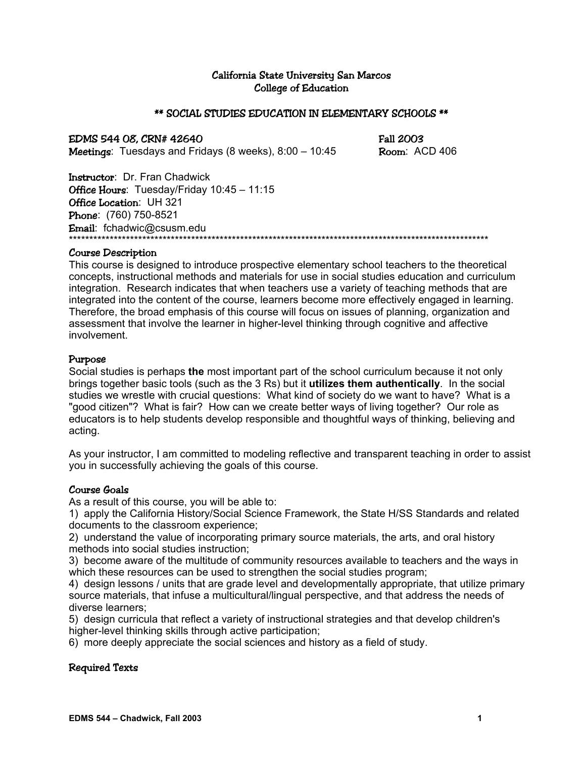# California State University San Marcos
## College of Education

### ** SOCIAL STUDIES EDUCATION IN ELEMENTARY SCHOOLS **

**EDMS 544 08, CRN# 42640** — **Fall 2003**
**Meetings**: Tuesdays and Fridays (8 weeks), 8:00 – 10:45 — **Room**: ACD 406

**Instructor**: Dr. Fran Chadwick
**Office Hours**: Tuesday/Friday 10:45 – 11:15
**Office Location**: UH 321
**Phone**: (760) 750-8521
**Email**: fchadwic@csusm.edu

***********************************************************************************************************

### Course Description

This course is designed to introduce prospective elementary school teachers to the theoretical concepts, instructional methods and materials for use in social studies education and curriculum integration. Research indicates that when teachers use a variety of teaching methods that are integrated into the content of the course, learners become more effectively engaged in learning. Therefore, the broad emphasis of this course will focus on issues of planning, organization and assessment that involve the learner in higher-level thinking through cognitive and affective involvement.

### Purpose

Social studies is perhaps **the** most important part of the school curriculum because it not only brings together basic tools (such as the 3 Rs) but it **utilizes them authentically**. In the social studies we wrestle with crucial questions: What kind of society do we want to have? What is a "good citizen"? What is fair? How can we create better ways of living together? Our role as educators is to help students develop responsible and thoughtful ways of thinking, believing and acting.

As your instructor, I am committed to modeling reflective and transparent teaching in order to assist you in successfully achieving the goals of this course.

### Course Goals

As a result of this course, you will be able to:

1) apply the California History/Social Science Framework, the State H/SS Standards and related documents to the classroom experience;
2) understand the value of incorporating primary source materials, the arts, and oral history methods into social studies instruction;
3) become aware of the multitude of community resources available to teachers and the ways in which these resources can be used to strengthen the social studies program;
4) design lessons / units that are grade level and developmentally appropriate, that utilize primary source materials, that infuse a multicultural/lingual perspective, and that address the needs of diverse learners;
5) design curricula that reflect a variety of instructional strategies and that develop children's higher-level thinking skills through active participation;
6) more deeply appreciate the social sciences and history as a field of study.

### Required Texts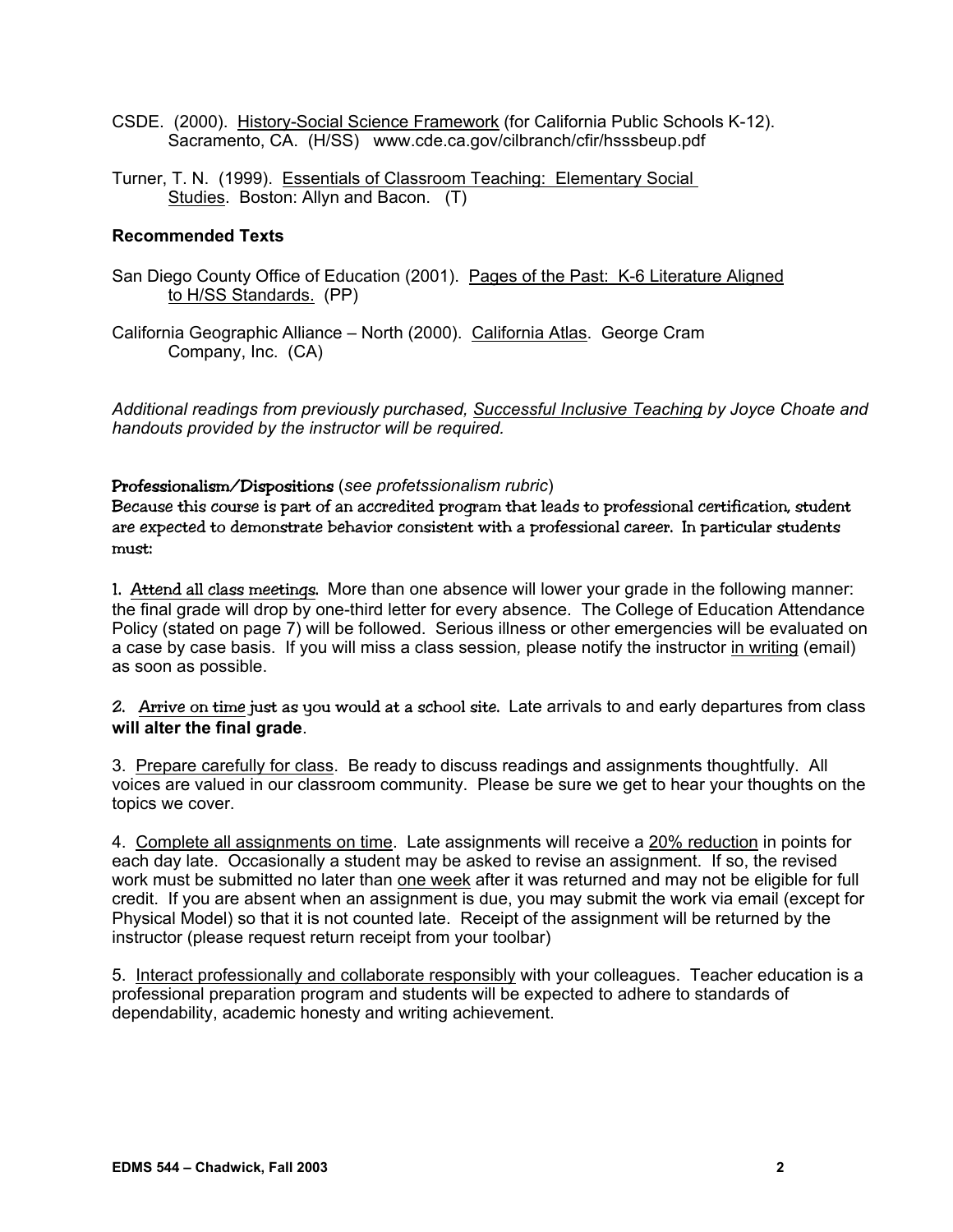CSDE. (2000). History-Social Science Framework (for California Public Schools K-12). Sacramento, CA. (H/SS) www.cde.ca.gov/cilbranch/cfir/hsssbeup.pdf

Turner, T. N. (1999). Essentials of Classroom Teaching: Elementary Social Studies. Boston: Allyn and Bacon. (T)

**Recommended Texts**

San Diego County Office of Education (2001). Pages of the Past: K-6 Literature Aligned to H/SS Standards. (PP)

California Geographic Alliance – North (2000). California Atlas. George Cram Company, Inc. (CA)

*Additional readings from previously purchased, Successful Inclusive Teaching by Joyce Choate and handouts provided by the instructor will be required.*

**Professionalism/Dispositions** (*see profetssionalism rubric*)

Because this course is part of an accredited program that leads to professional certification, student are expected to demonstrate behavior consistent with a professional career. In particular students must:

1. Attend all class meetings. More than one absence will lower your grade in the following manner: the final grade will drop by one-third letter for every absence. The College of Education Attendance Policy (stated on page 7) will be followed. Serious illness or other emergencies will be evaluated on a case by case basis. If you will miss a class session, please notify the instructor in writing (email) as soon as possible.

2. Arrive on time just as you would at a school site. Late arrivals to and early departures from class **will alter the final grade**.

3. Prepare carefully for class. Be ready to discuss readings and assignments thoughtfully. All voices are valued in our classroom community. Please be sure we get to hear your thoughts on the topics we cover.

4. Complete all assignments on time. Late assignments will receive a 20% reduction in points for each day late. Occasionally a student may be asked to revise an assignment. If so, the revised work must be submitted no later than one week after it was returned and may not be eligible for full credit. If you are absent when an assignment is due, you may submit the work via email (except for Physical Model) so that it is not counted late. Receipt of the assignment will be returned by the instructor (please request return receipt from your toolbar)

5. Interact professionally and collaborate responsibly with your colleagues. Teacher education is a professional preparation program and students will be expected to adhere to standards of dependability, academic honesty and writing achievement.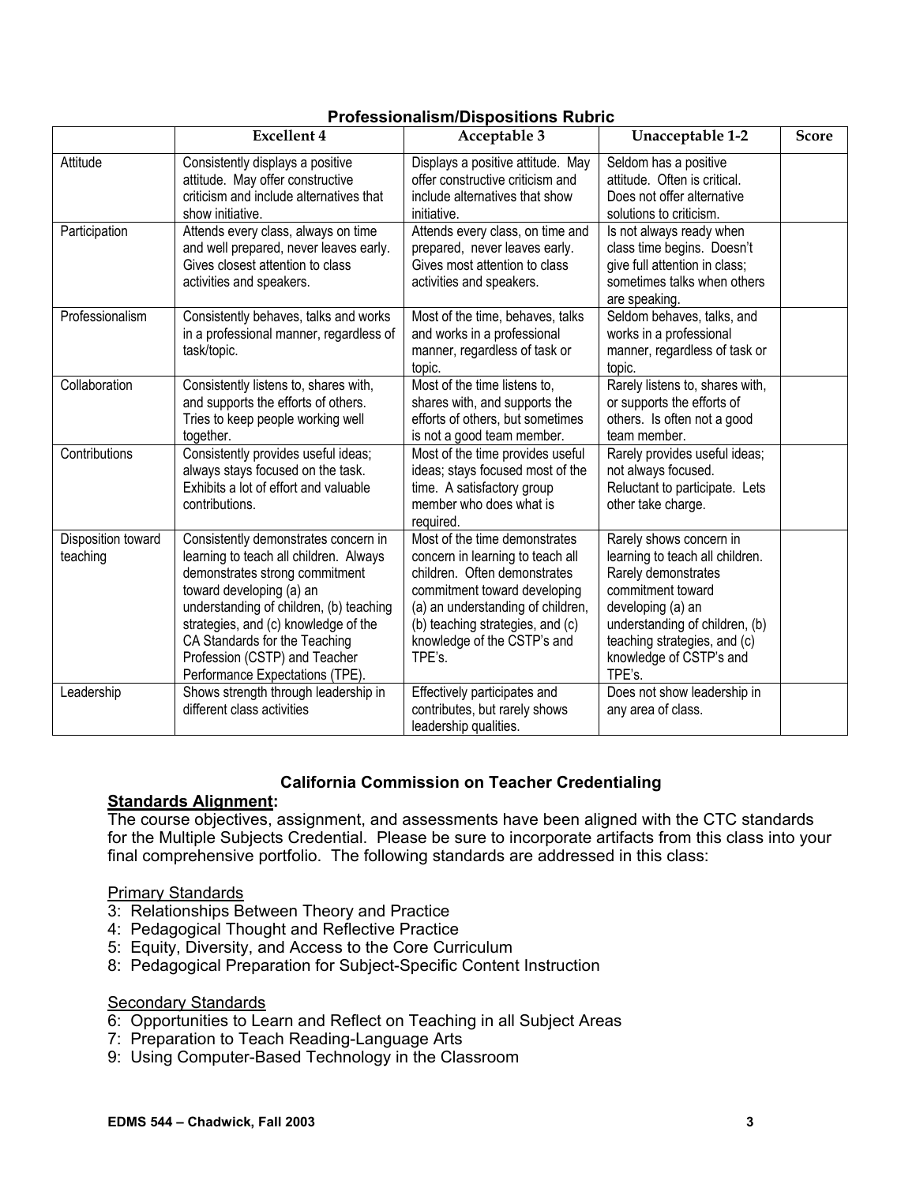### Professionalism/Dispositions Rubric

| | Excellent 4 | Acceptable 3 | Unacceptable 1-2 | Score |
|---|---|---|---|---|
| Attitude | Consistently displays a positive attitude. May offer constructive criticism and include alternatives that show initiative. | Displays a positive attitude. May offer constructive criticism and include alternatives that show initiative. | Seldom has a positive attitude. Often is critical. Does not offer alternative solutions to criticism. | |
| Participation | Attends every class, always on time and well prepared, never leaves early. Gives closest attention to class activities and speakers. | Attends every class, on time and prepared, never leaves early. Gives most attention to class activities and speakers. | Is not always ready when class time begins. Doesn't give full attention in class; sometimes talks when others are speaking. | |
| Professionalism | Consistently behaves, talks and works in a professional manner, regardless of task/topic. | Most of the time, behaves, talks and works in a professional manner, regardless of task or topic. | Seldom behaves, talks, and works in a professional manner, regardless of task or topic. | |
| Collaboration | Consistently listens to, shares with, and supports the efforts of others. Tries to keep people working well together. | Most of the time listens to, shares with, and supports the efforts of others, but sometimes is not a good team member. | Rarely listens to, shares with, or supports the efforts of others. Is often not a good team member. | |
| Contributions | Consistently provides useful ideas; always stays focused on the task. Exhibits a lot of effort and valuable contributions. | Most of the time provides useful ideas; stays focused most of the time. A satisfactory group member who does what is required. | Rarely provides useful ideas; not always focused. Reluctant to participate. Lets other take charge. | |
| Disposition toward teaching | Consistently demonstrates concern in learning to teach all children. Always demonstrates strong commitment toward developing (a) an understanding of children, (b) teaching strategies, and (c) knowledge of the CA Standards for the Teaching Profession (CSTP) and Teacher Performance Expectations (TPE). | Most of the time demonstrates concern in learning to teach all children. Often demonstrates commitment toward developing (a) an understanding of children, (b) teaching strategies, and (c) knowledge of the CSTP's and TPE's. | Rarely shows concern in learning to teach all children. Rarely demonstrates commitment toward developing (a) an understanding of children, (b) teaching strategies, and (c) knowledge of CSTP's and TPE's. | |
| Leadership | Shows strength through leadership in different class activities | Effectively participates and contributes, but rarely shows leadership qualities. | Does not show leadership in any area of class. | |

### California Commission on Teacher Credentialing

**Standards Alignment:**

The course objectives, assignment, and assessments have been aligned with the CTC standards for the Multiple Subjects Credential. Please be sure to incorporate artifacts from this class into your final comprehensive portfolio. The following standards are addressed in this class:

Primary Standards

3: Relationships Between Theory and Practice
4: Pedagogical Thought and Reflective Practice
5: Equity, Diversity, and Access to the Core Curriculum
8: Pedagogical Preparation for Subject-Specific Content Instruction

Secondary Standards

6: Opportunities to Learn and Reflect on Teaching in all Subject Areas
7: Preparation to Teach Reading-Language Arts
9: Using Computer-Based Technology in the Classroom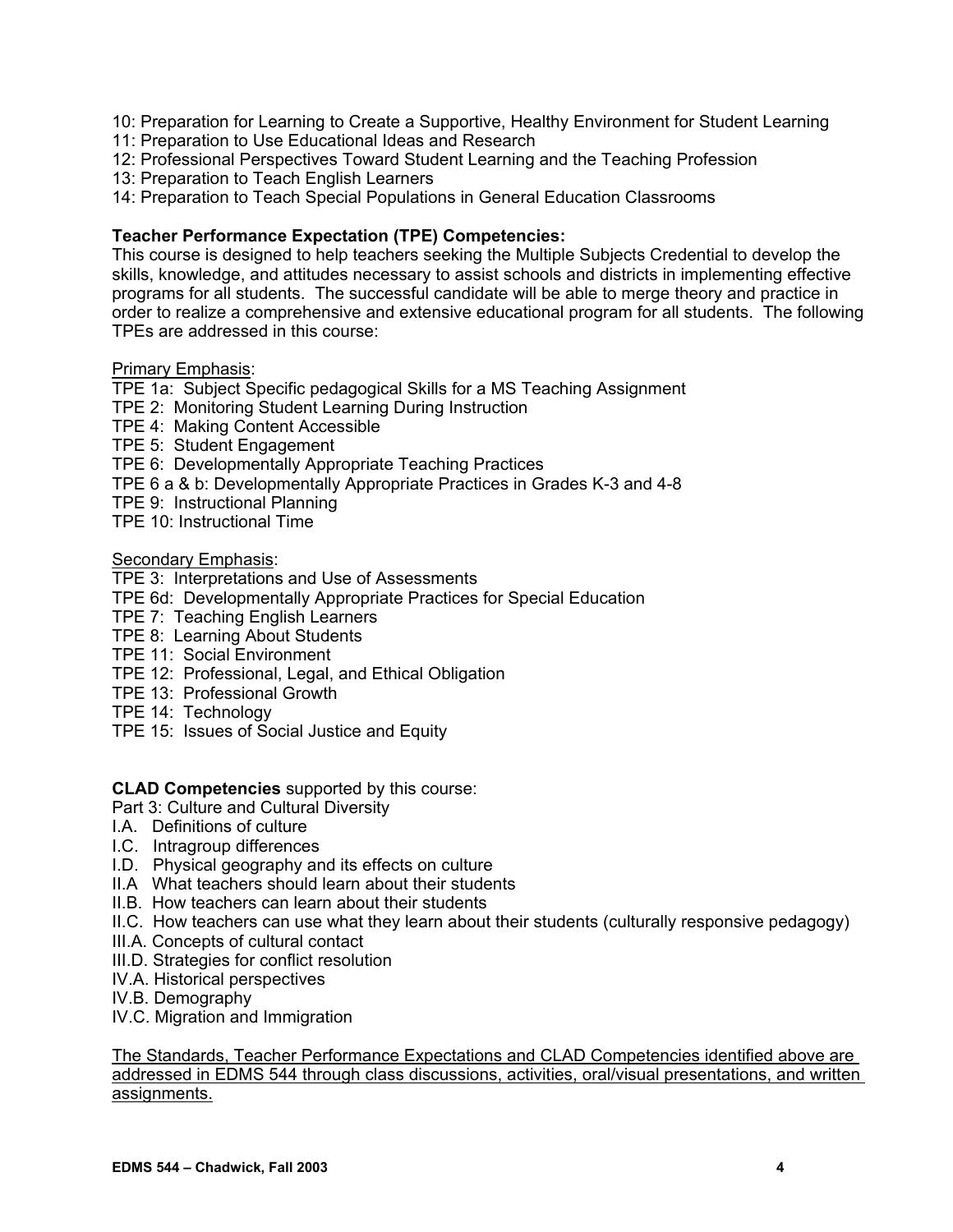10: Preparation for Learning to Create a Supportive, Healthy Environment for Student Learning
11: Preparation to Use Educational Ideas and Research
12: Professional Perspectives Toward Student Learning and the Teaching Profession
13: Preparation to Teach English Learners
14: Preparation to Teach Special Populations in General Education Classrooms

**Teacher Performance Expectation (TPE) Competencies:**
This course is designed to help teachers seeking the Multiple Subjects Credential to develop the skills, knowledge, and attitudes necessary to assist schools and districts in implementing effective programs for all students. The successful candidate will be able to merge theory and practice in order to realize a comprehensive and extensive educational program for all students. The following TPEs are addressed in this course:

<u>Primary Emphasis</u>:
TPE 1a: Subject Specific pedagogical Skills for a MS Teaching Assignment
TPE 2: Monitoring Student Learning During Instruction
TPE 4: Making Content Accessible
TPE 5: Student Engagement
TPE 6: Developmentally Appropriate Teaching Practices
TPE 6 a & b: Developmentally Appropriate Practices in Grades K-3 and 4-8
TPE 9: Instructional Planning
TPE 10: Instructional Time

<u>Secondary Emphasis</u>:
TPE 3: Interpretations and Use of Assessments
TPE 6d: Developmentally Appropriate Practices for Special Education
TPE 7: Teaching English Learners
TPE 8: Learning About Students
TPE 11: Social Environment
TPE 12: Professional, Legal, and Ethical Obligation
TPE 13: Professional Growth
TPE 14: Technology
TPE 15: Issues of Social Justice and Equity

**CLAD Competencies** supported by this course:
Part 3: Culture and Cultural Diversity
I.A. Definitions of culture
I.C. Intragroup differences
I.D. Physical geography and its effects on culture
II.A What teachers should learn about their students
II.B. How teachers can learn about their students
II.C. How teachers can use what they learn about their students (culturally responsive pedagogy)
III.A. Concepts of cultural contact
III.D. Strategies for conflict resolution
IV.A. Historical perspectives
IV.B. Demography
IV.C. Migration and Immigration

<u>The Standards, Teacher Performance Expectations and CLAD Competencies identified above are addressed in EDMS 544 through class discussions, activities, oral/visual presentations, and written assignments.</u>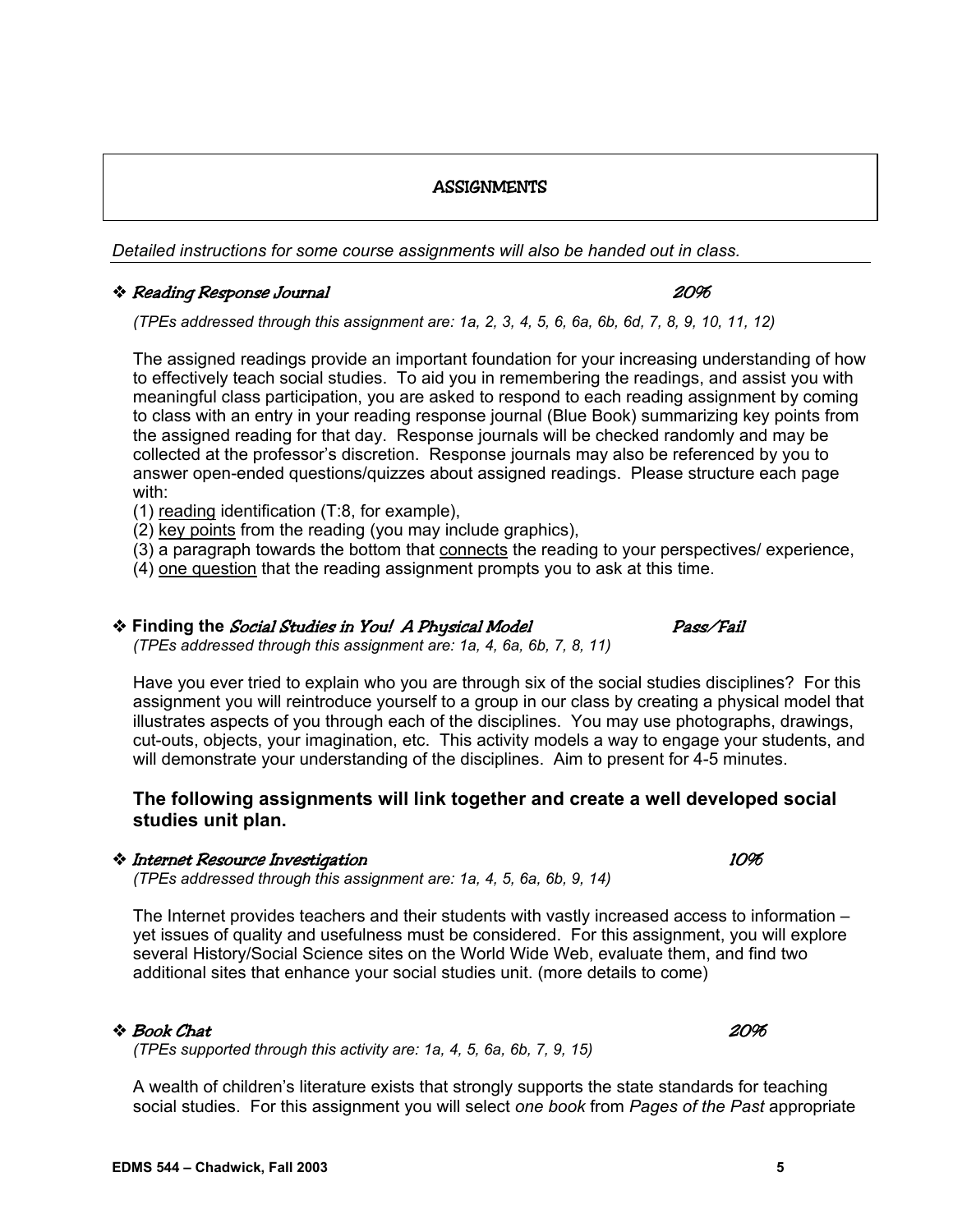## ASSIGNMENTS

*Detailed instructions for some course assignments will also be handed out in class.*

---

❖ ***Reading Response Journal*** **20%**

*(TPEs addressed through this assignment are: 1a, 2, 3, 4, 5, 6, 6a, 6b, 6d, 7, 8, 9, 10, 11, 12)*

The assigned readings provide an important foundation for your increasing understanding of how to effectively teach social studies. To aid you in remembering the readings, and assist you with meaningful class participation, you are asked to respond to each reading assignment by coming to class with an entry in your reading response journal (Blue Book) summarizing key points from the assigned reading for that day. Response journals will be checked randomly and may be collected at the professor's discretion. Response journals may also be referenced by you to answer open-ended questions/quizzes about assigned readings. Please structure each page with:

(1) reading identification (T:8, for example),
(2) key points from the reading (you may include graphics),
(3) a paragraph towards the bottom that connects the reading to your perspectives/ experience,
(4) one question that the reading assignment prompts you to ask at this time.

❖ **Finding the *Social Studies in You! A Physical Model*** ***Pass/Fail***

*(TPEs addressed through this assignment are: 1a, 4, 6a, 6b, 7, 8, 11)*

Have you ever tried to explain who you are through six of the social studies disciplines? For this assignment you will reintroduce yourself to a group in our class by creating a physical model that illustrates aspects of you through each of the disciplines. You may use photographs, drawings, cut-outs, objects, your imagination, etc. This activity models a way to engage your students, and will demonstrate your understanding of the disciplines. Aim to present for 4-5 minutes.

### The following assignments will link together and create a well developed social studies unit plan.

❖ ***Internet Resource Investigation*** ***10%***

*(TPEs addressed through this assignment are: 1a, 4, 5, 6a, 6b, 9, 14)*

The Internet provides teachers and their students with vastly increased access to information – yet issues of quality and usefulness must be considered. For this assignment, you will explore several History/Social Science sites on the World Wide Web, evaluate them, and find two additional sites that enhance your social studies unit. (more details to come)

❖ ***Book Chat*** ***20%***

*(TPEs supported through this activity are: 1a, 4, 5, 6a, 6b, 7, 9, 15)*

A wealth of children's literature exists that strongly supports the state standards for teaching social studies. For this assignment you will select *one book* from *Pages of the Past* appropriate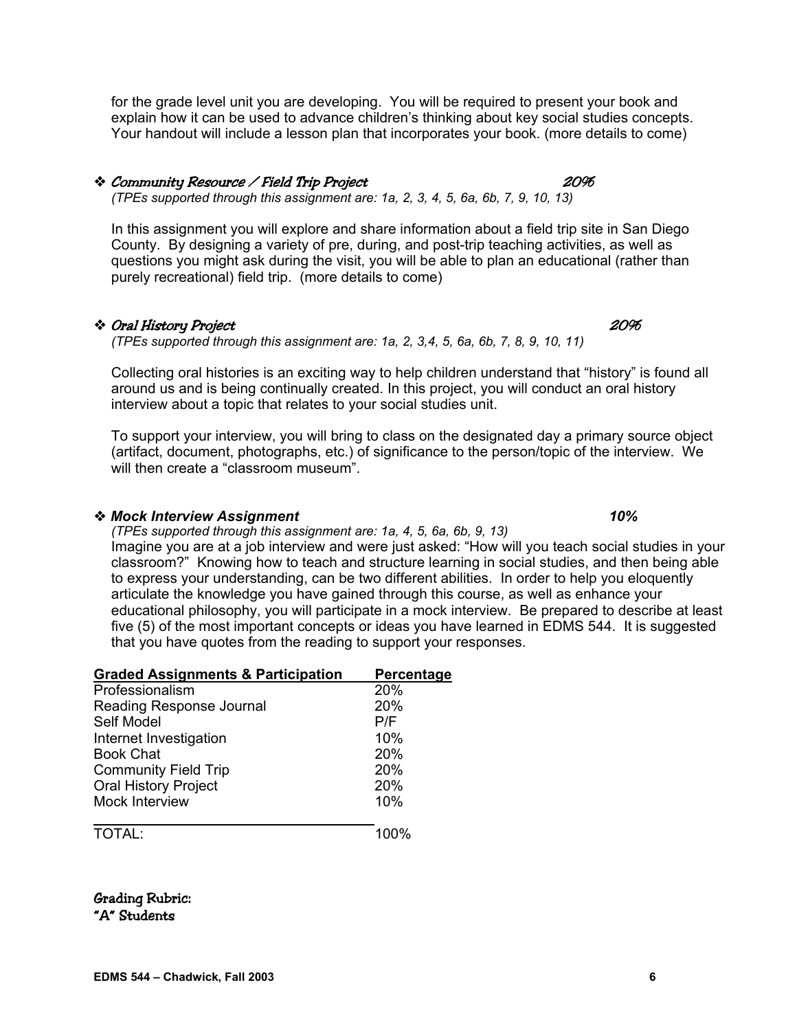for the grade level unit you are developing. You will be required to present your book and explain how it can be used to advance children's thinking about key social studies concepts. Your handout will include a lesson plan that incorporates your book. (more details to come)

### ❖ *Community Resource / Field Trip Project* — 20%

*(TPEs supported through this assignment are: 1a, 2, 3, 4, 5, 6a, 6b, 7, 9, 10, 13)*

In this assignment you will explore and share information about a field trip site in San Diego County. By designing a variety of pre, during, and post-trip teaching activities, as well as questions you might ask during the visit, you will be able to plan an educational (rather than purely recreational) field trip. (more details to come)

### ❖ *Oral History Project* — 20%

*(TPEs supported through this assignment are: 1a, 2, 3,4, 5, 6a, 6b, 7, 8, 9, 10, 11)*

Collecting oral histories is an exciting way to help children understand that "history" is found all around us and is being continually created. In this project, you will conduct an oral history interview about a topic that relates to your social studies unit.

To support your interview, you will bring to class on the designated day a primary source object (artifact, document, photographs, etc.) of significance to the person/topic of the interview. We will then create a "classroom museum".

### ❖ ***Mock Interview Assignment*** — ***10%***

*(TPEs supported through this assignment are: 1a, 4, 5, 6a, 6b, 9, 13)*

Imagine you are at a job interview and were just asked: "How will you teach social studies in your classroom?" Knowing how to teach and structure learning in social studies, and then being able to express your understanding, can be two different abilities. In order to help you eloquently articulate the knowledge you have gained through this course, as well as enhance your educational philosophy, you will participate in a mock interview. Be prepared to describe at least five (5) of the most important concepts or ideas you have learned in EDMS 544. It is suggested that you have quotes from the reading to support your responses.

| Graded Assignments & Participation | Percentage |
|---|---|
| Professionalism | 20% |
| Reading Response Journal | 20% |
| Self Model | P/F |
| Internet Investigation | 10% |
| Book Chat | 20% |
| Community Field Trip | 20% |
| Oral History Project | 20% |
| Mock Interview | 10% |
| TOTAL: | 100% |

## Grading Rubric:

### "A" Students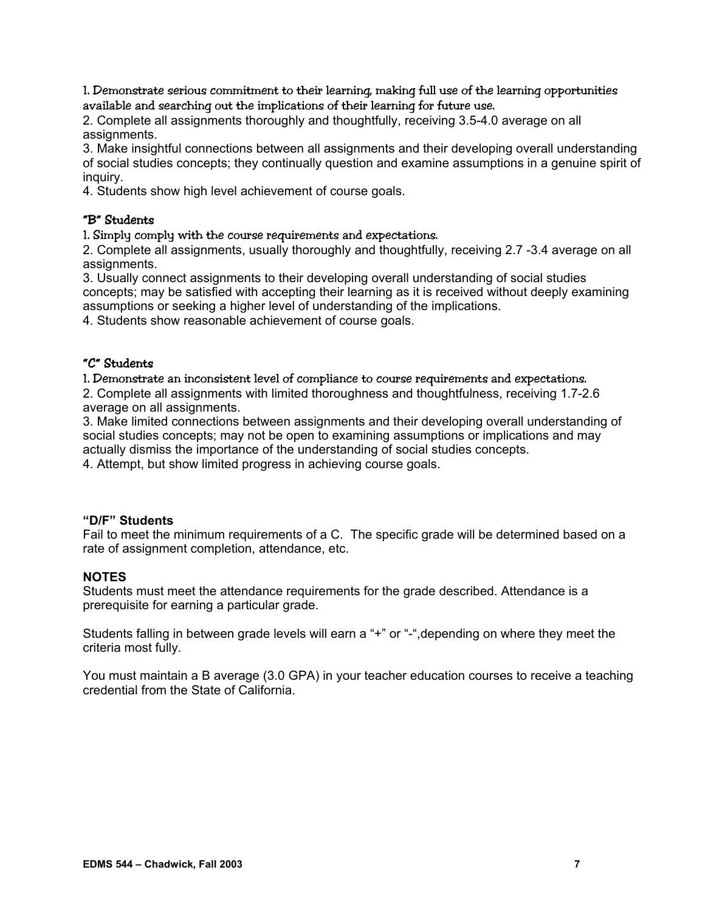1. Demonstrate serious commitment to their learning, making full use of the learning opportunities available and searching out the implications of their learning for future use.
2. Complete all assignments thoroughly and thoughtfully, receiving 3.5-4.0 average on all assignments.
3. Make insightful connections between all assignments and their developing overall understanding of social studies concepts; they continually question and examine assumptions in a genuine spirit of inquiry.
4. Students show high level achievement of course goals.

### "B" Students

1. Simply comply with the course requirements and expectations.
2. Complete all assignments, usually thoroughly and thoughtfully, receiving 2.7 -3.4 average on all assignments.
3. Usually connect assignments to their developing overall understanding of social studies concepts; may be satisfied with accepting their learning as it is received without deeply examining assumptions or seeking a higher level of understanding of the implications.
4. Students show reasonable achievement of course goals.

### "C" Students

1. Demonstrate an inconsistent level of compliance to course requirements and expectations.
2. Complete all assignments with limited thoroughness and thoughtfulness, receiving 1.7-2.6 average on all assignments.
3. Make limited connections between assignments and their developing overall understanding of social studies concepts; may not be open to examining assumptions or implications and may actually dismiss the importance of the understanding of social studies concepts.
4. Attempt, but show limited progress in achieving course goals.

### "D/F" Students

Fail to meet the minimum requirements of a C. The specific grade will be determined based on a rate of assignment completion, attendance, etc.

### NOTES

Students must meet the attendance requirements for the grade described. Attendance is a prerequisite for earning a particular grade.

Students falling in between grade levels will earn a "+" or "-",depending on where they meet the criteria most fully.

You must maintain a B average (3.0 GPA) in your teacher education courses to receive a teaching credential from the State of California.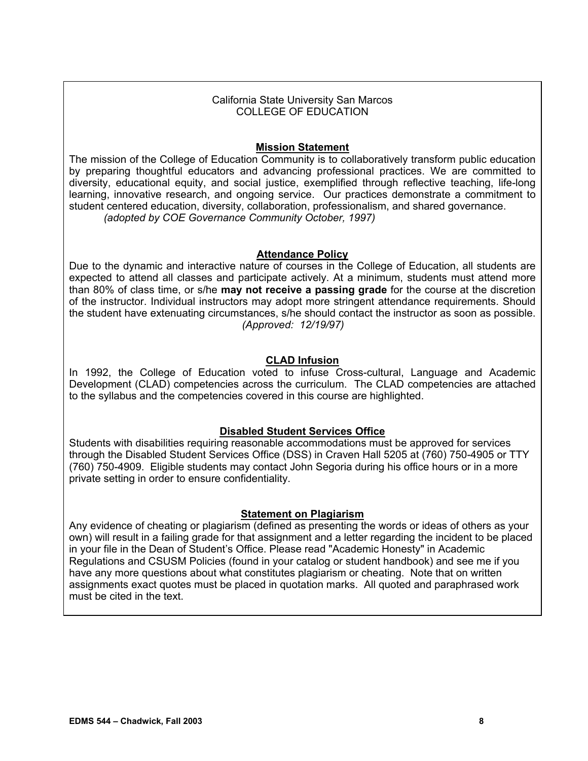California State University San Marcos
COLLEGE OF EDUCATION

## Mission Statement

The mission of the College of Education Community is to collaboratively transform public education by preparing thoughtful educators and advancing professional practices. We are committed to diversity, educational equity, and social justice, exemplified through reflective teaching, life-long learning, innovative research, and ongoing service. Our practices demonstrate a commitment to student centered education, diversity, collaboration, professionalism, and shared governance.

*(adopted by COE Governance Community October, 1997)*

## Attendance Policy

Due to the dynamic and interactive nature of courses in the College of Education, all students are expected to attend all classes and participate actively. At a minimum, students must attend more than 80% of class time, or s/he **may not receive a passing grade** for the course at the discretion of the instructor. Individual instructors may adopt more stringent attendance requirements. Should the student have extenuating circumstances, s/he should contact the instructor as soon as possible.

*(Approved: 12/19/97)*

## CLAD Infusion

In 1992, the College of Education voted to infuse Cross-cultural, Language and Academic Development (CLAD) competencies across the curriculum. The CLAD competencies are attached to the syllabus and the competencies covered in this course are highlighted.

## Disabled Student Services Office

Students with disabilities requiring reasonable accommodations must be approved for services through the Disabled Student Services Office (DSS) in Craven Hall 5205 at (760) 750-4905 or TTY (760) 750-4909. Eligible students may contact John Segoria during his office hours or in a more private setting in order to ensure confidentiality.

## Statement on Plagiarism

Any evidence of cheating or plagiarism (defined as presenting the words or ideas of others as your own) will result in a failing grade for that assignment and a letter regarding the incident to be placed in your file in the Dean of Student's Office. Please read "Academic Honesty" in Academic Regulations and CSUSM Policies (found in your catalog or student handbook) and see me if you have any more questions about what constitutes plagiarism or cheating. Note that on written assignments exact quotes must be placed in quotation marks. All quoted and paraphrased work must be cited in the text.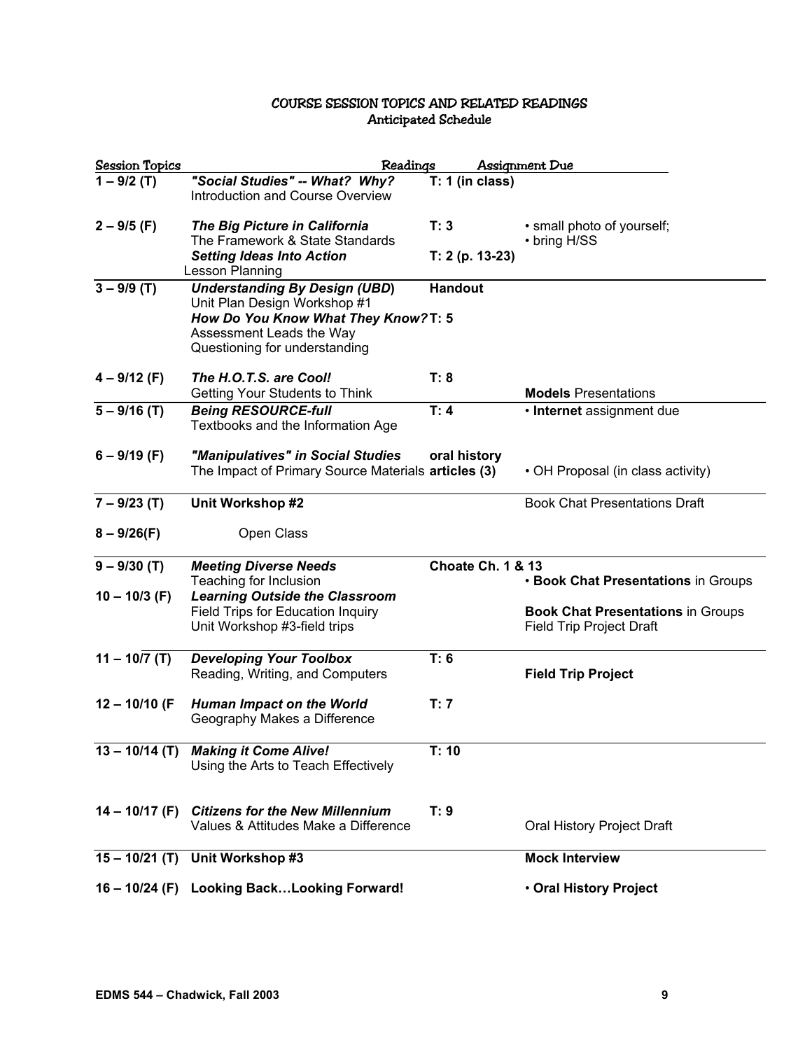# COURSE SESSION TOPICS AND RELATED READINGS
## Anticipated Schedule

| Session Topics | | Readings | Assignment Due |
|---|---|---|---|
| **1 – 9/2 (T)** | ***"Social Studies" -- What? Why?*** <br> Introduction and Course Overview | **T: 1 (in class)** | |
| **2 – 9/5 (F)** | ***The Big Picture in California*** <br> The Framework & State Standards <br> ***Setting Ideas Into Action*** <br> Lesson Planning | **T: 3** <br><br> **T: 2 (p. 13-23)** | • small photo of yourself; <br> • bring H/SS |
| **3 – 9/9 (T)** | ***Understanding By Design (UBD)*** <br> Unit Plan Design Workshop #1 <br> ***How Do You Know What They Know?*** <br> Assessment Leads the Way <br> Questioning for understanding | **Handout** <br><br> **T: 5** | |
| **4 – 9/12 (F)** | ***The H.O.T.S. are Cool!*** <br> Getting Your Students to Think | **T: 8** | **Models** Presentations |
| **5 – 9/16 (T)** | ***Being RESOURCE-full*** <br> Textbooks and the Information Age | **T: 4** | • **Internet** assignment due |
| **6 – 9/19 (F)** | ***"Manipulatives" in Social Studies*** <br> The Impact of Primary Source Materials | **oral history articles (3)** | • OH Proposal (in class activity) |
| **7 – 9/23 (T)** | **Unit Workshop #2** | | Book Chat Presentations Draft |
| **8 – 9/26(F)** | Open Class | | |
| **9 – 9/30 (T)** | ***Meeting Diverse Needs*** <br> Teaching for Inclusion | **Choate Ch. 1 & 13** | • **Book Chat Presentations** in Groups |
| **10 – 10/3 (F)** | ***Learning Outside the Classroom*** <br> Field Trips for Education Inquiry <br> Unit Workshop #3-field trips | | **Book Chat Presentations** in Groups <br> Field Trip Project Draft |
| **11 – 10/7 (T)** | ***Developing Your Toolbox*** <br> Reading, Writing, and Computers | **T: 6** | **Field Trip Project** |
| **12 – 10/10 (F** | ***Human Impact on the World*** <br> Geography Makes a Difference | **T: 7** | |
| **13 – 10/14 (T)** | ***Making it Come Alive!*** <br> Using the Arts to Teach Effectively | **T: 10** | |
| **14 – 10/17 (F)** | ***Citizens for the New Millennium*** <br> Values & Attitudes Make a Difference | **T: 9** | Oral History Project Draft |
| **15 – 10/21 (T)** | **Unit Workshop #3** | | **Mock Interview** |
| **16 – 10/24 (F)** | **Looking Back…Looking Forward!** | | • **Oral History Project** |